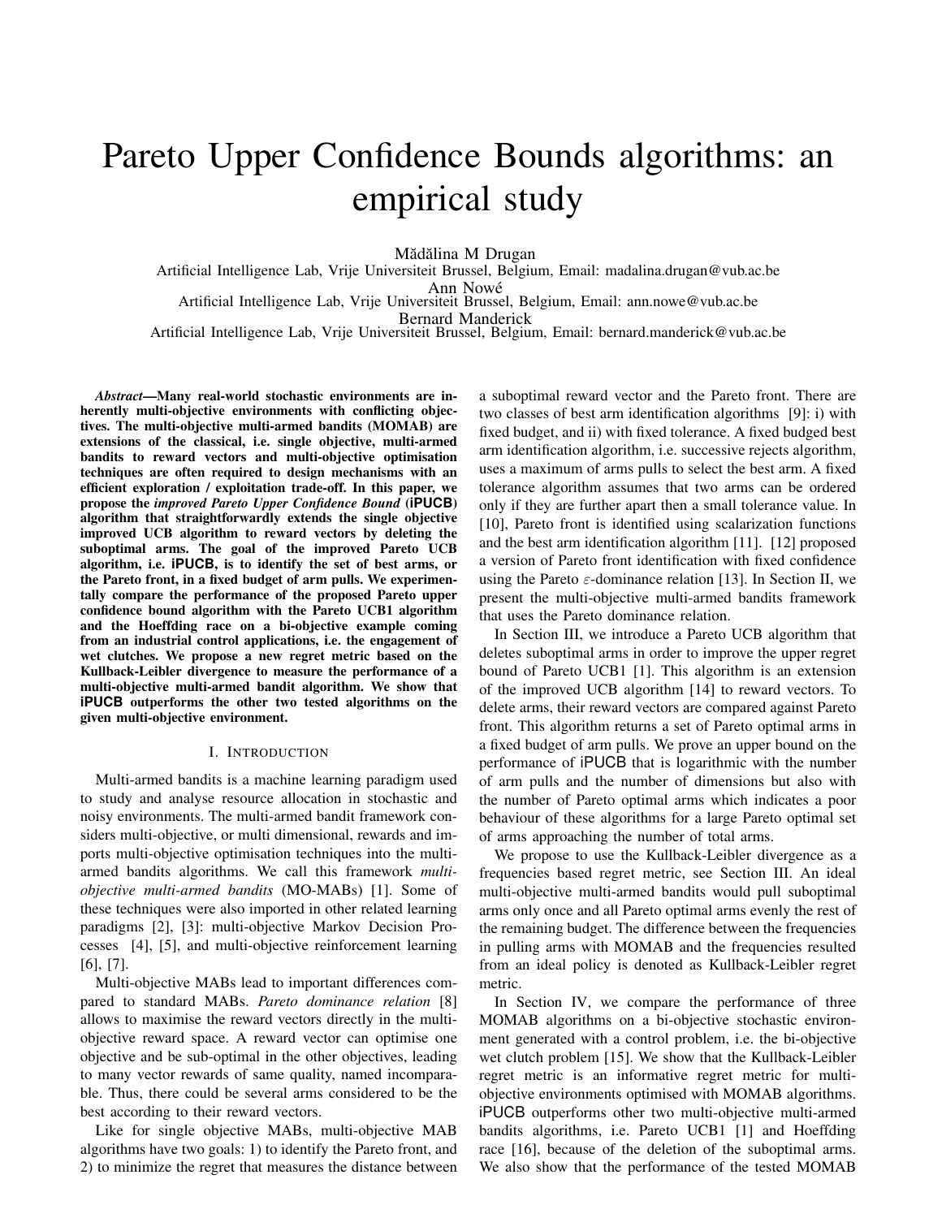# Pareto Upper Confidence Bounds algorithms: an empirical study

Mădălina M Drugan
Artificial Intelligence Lab, Vrije Universiteit Brussel, Belgium, Email: madalina.drugan@vub.ac.be
Ann Nowé
Artificial Intelligence Lab, Vrije Universiteit Brussel, Belgium, Email: ann.nowe@vub.ac.be
Bernard Manderick
Artificial Intelligence Lab, Vrije Universiteit Brussel, Belgium, Email: bernard.manderick@vub.ac.be

***Abstract*—Many real-world stochastic environments are inherently multi-objective environments with conflicting objectives. The multi-objective multi-armed bandits (MOMAB) are extensions of the classical, i.e. single objective, multi-armed bandits to reward vectors and multi-objective optimisation techniques are often required to design mechanisms with an efficient exploration / exploitation trade-off. In this paper, we propose the *improved Pareto Upper Confidence Bound* (iPUCB) algorithm that straightforwardly extends the single objective improved UCB algorithm to reward vectors by deleting the suboptimal arms. The goal of the improved Pareto UCB algorithm, i.e. iPUCB, is to identify the set of best arms, or the Pareto front, in a fixed budget of arm pulls. We experimentally compare the performance of the proposed Pareto upper confidence bound algorithm with the Pareto UCB1 algorithm and the Hoeffding race on a bi-objective example coming from an industrial control applications, i.e. the engagement of wet clutches. We propose a new regret metric based on the Kullback-Leibler divergence to measure the performance of a multi-objective multi-armed bandit algorithm. We show that iPUCB outperforms the other two tested algorithms on the given multi-objective environment.**

## I. Introduction

Multi-armed bandits is a machine learning paradigm used to study and analyse resource allocation in stochastic and noisy environments. The multi-armed bandit framework considers multi-objective, or multi dimensional, rewards and imports multi-objective optimisation techniques into the multi-armed bandits algorithms. We call this framework *multi-objective multi-armed bandits* (MO-MABs) [1]. Some of these techniques were also imported in other related learning paradigms [2], [3]: multi-objective Markov Decision Processes [4], [5], and multi-objective reinforcement learning [6], [7].

Multi-objective MABs lead to important differences compared to standard MABs. *Pareto dominance relation* [8] allows to maximise the reward vectors directly in the multi-objective reward space. A reward vector can optimise one objective and be sub-optimal in the other objectives, leading to many vector rewards of same quality, named incomparable. Thus, there could be several arms considered to be the best according to their reward vectors.

Like for single objective MABs, multi-objective MAB algorithms have two goals: 1) to identify the Pareto front, and 2) to minimize the regret that measures the distance between a suboptimal reward vector and the Pareto front. There are two classes of best arm identification algorithms [9]: i) with fixed budget, and ii) with fixed tolerance. A fixed budged best arm identification algorithm, i.e. successive rejects algorithm, uses a maximum of arms pulls to select the best arm. A fixed tolerance algorithm assumes that two arms can be ordered only if they are further apart then a small tolerance value. In [10], Pareto front is identified using scalarization functions and the best arm identification algorithm [11]. [12] proposed a version of Pareto front identification with fixed confidence using the Pareto $\varepsilon$-dominance relation [13]. In Section II, we present the multi-objective multi-armed bandits framework that uses the Pareto dominance relation.

In Section III, we introduce a Pareto UCB algorithm that deletes suboptimal arms in order to improve the upper regret bound of Pareto UCB1 [1]. This algorithm is an extension of the improved UCB algorithm [14] to reward vectors. To delete arms, their reward vectors are compared against Pareto front. This algorithm returns a set of Pareto optimal arms in a fixed budget of arm pulls. We prove an upper bound on the performance of iPUCB that is logarithmic with the number of arm pulls and the number of dimensions but also with the number of Pareto optimal arms which indicates a poor behaviour of these algorithms for a large Pareto optimal set of arms approaching the number of total arms.

We propose to use the Kullback-Leibler divergence as a frequencies based regret metric, see Section III. An ideal multi-objective multi-armed bandits would pull suboptimal arms only once and all Pareto optimal arms evenly the rest of the remaining budget. The difference between the frequencies in pulling arms with MOMAB and the frequencies resulted from an ideal policy is denoted as Kullback-Leibler regret metric.

In Section IV, we compare the performance of three MOMAB algorithms on a bi-objective stochastic environment generated with a control problem, i.e. the bi-objective wet clutch problem [15]. We show that the Kullback-Leibler regret metric is an informative regret metric for multi-objective environments optimised with MOMAB algorithms. iPUCB outperforms other two multi-objective multi-armed bandits algorithms, i.e. Pareto UCB1 [1] and Hoeffding race [16], because of the deletion of the suboptimal arms. We also show that the performance of the tested MOMAB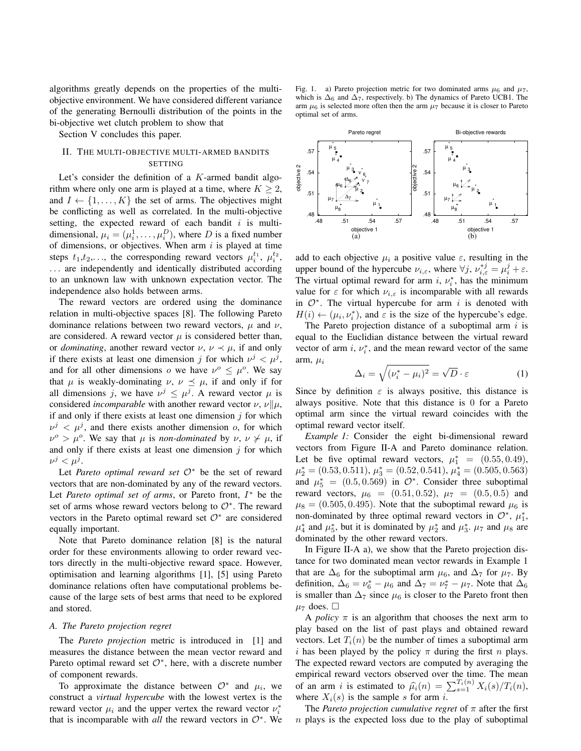algorithms greatly depends on the properties of the multi-objective environment. We have considered different variance of the generating Bernoulli distribution of the points in the bi-objective wet clutch problem to show that

Section V concludes this paper.

## II. The multi-objective multi-armed bandits setting

Let's consider the definition of a $K$-armed bandit algorithm where only one arm is played at a time, where $K \geq 2$, and $I \leftarrow \{1, \ldots, K\}$ the set of arms. The objectives might be conflicting as well as correlated. In the multi-objective setting, the expected reward of each bandit $i$ is multi-dimensional, $\mu_i = (\mu_i^1, \ldots, \mu_i^D)$, where $D$ is a fixed number of dimensions, or objectives. When arm $i$ is played at time steps $t_1, t_2, \ldots$, the corresponding reward vectors $\mu_i^{t_1}$, $\mu_i^{t_2}$, $\ldots$ are independently and identically distributed according to an unknown law with unknown expectation vector. The independence also holds between arms.

The reward vectors are ordered using the dominance relation in multi-objective spaces [8]. The following Pareto dominance relations between two reward vectors, $\mu$ and $\nu$, are considered. A reward vector $\mu$ is considered better than, or *dominating*, another reward vector $\nu$, $\nu \prec \mu$, if and only if there exists at least one dimension $j$ for which $\nu^j < \mu^j$, and for all other dimensions $o$ we have $\nu^o \leq \mu^o$. We say that $\mu$ is weakly-dominating $\nu$, $\nu \preceq \mu$, if and only if for all dimensions $j$, we have $\nu^j \leq \mu^j$. A reward vector $\mu$ is considered *incomparable* with another reward vector $\nu$, $\nu \| \mu$, if and only if there exists at least one dimension $j$ for which $\nu^j < \mu^j$, and there exists another dimension $o$, for which $\nu^o > \mu^o$. We say that $\mu$ is *non-dominated* by $\nu$, $\nu \not\succ \mu$, if and only if there exists at least one dimension $j$ for which $\nu^j < \mu^j$.

Let *Pareto optimal reward set* $\mathcal{O}^*$ be the set of reward vectors that are non-dominated by any of the reward vectors. Let *Pareto optimal set of arms*, or Pareto front, $I^*$ be the set of arms whose reward vectors belong to $\mathcal{O}^*$. The reward vectors in the Pareto optimal reward set $\mathcal{O}^*$ are considered equally important.

Note that Pareto dominance relation [8] is the natural order for these environments allowing to order reward vectors directly in the multi-objective reward space. However, optimisation and learning algorithms [1], [5] using Pareto dominance relations often have computational problems because of the large sets of best arms that need to be explored and stored.

### A. The Pareto projection regret

The *Pareto projection* metric is introduced in [1] and measures the distance between the mean vector reward and Pareto optimal reward set $\mathcal{O}^*$, here, with a discrete number of component rewards.

To approximate the distance between $\mathcal{O}^*$ and $\mu_i$, we construct a *virtual hypercube* with the lowest vertex is the reward vector $\mu_i$ and the upper vertex the reward vector $\nu_i^*$ that is incomparable with *all* the reward vectors in $\mathcal{O}^*$. We add to each objective $\mu_i$ a positive value $\varepsilon$, resulting in the upper bound of the hypercube $\nu_{i,\varepsilon}$, where $\forall j$, $\nu_{i,\varepsilon}^{*j} = \mu_i^j + \varepsilon$. The virtual optimal reward for arm $i$, $\nu_i^*$, has the minimum value for $\varepsilon$ for which $\nu_{i,\varepsilon}$ is incomparable with all rewards in $\mathcal{O}^*$. The virtual hypercube for arm $i$ is denoted with $H(i) \leftarrow (\mu_i, \nu_i^*)$, and $\varepsilon$ is the size of the hypercube's edge.

Fig. 1. a) Pareto projection metric for two dominated arms $\mu_6$ and $\mu_7$, which is $\Delta_6$ and $\Delta_7$, respectively. b) The dynamics of Pareto UCB1. The arm $\mu_6$ is selected more often then the arm $\mu_7$ because it is closer to Pareto optimal set of arms.

The Pareto projection distance of a suboptimal arm $i$ is equal to the Euclidian distance between the virtual reward vector of arm $i$, $\nu_i^*$, and the mean reward vector of the same arm, $\mu_i$

$$\Delta_i = \sqrt{(\nu_i^* - \mu_i)^2} = \sqrt{D} \cdot \varepsilon \tag{1}$$

Since by definition $\varepsilon$ is always positive, this distance is always positive. Note that this distance is 0 for a Pareto optimal arm since the virtual reward coincides with the optimal reward vector itself.

*Example 1:* Consider the eight bi-dimensional reward vectors from Figure II-A and Pareto dominance relation. Let be five optimal reward vectors, $\mu_1^* = (0.55, 0.49)$, $\mu_2^* = (0.53, 0.511)$, $\mu_3^* = (0.52, 0.541)$, $\mu_4^* = (0.505, 0.563)$ and $\mu_5^* = (0.5, 0.569)$ in $\mathcal{O}^*$. Consider three suboptimal reward vectors, $\mu_6 = (0.51, 0.52)$, $\mu_7 = (0.5, 0.5)$ and $\mu_8 = (0.505, 0.495)$. Note that the suboptimal reward $\mu_6$ is non-dominated by three optimal reward vectors in $\mathcal{O}^*$, $\mu_1^*$, $\mu_4^*$ and $\mu_5^*$, but it is dominated by $\mu_2^*$ and $\mu_3^*$. $\mu_7$ and $\mu_8$ are dominated by the other reward vectors.

In Figure II-A a), we show that the Pareto projection distance for two dominated mean vector rewards in Example 1 that are $\Delta_6$ for the suboptimal arm $\mu_6$, and $\Delta_7$ for $\mu_7$. By definition, $\Delta_6 = \nu_6^* - \mu_6$ and $\Delta_7 = \nu_7^* - \mu_7$. Note that $\Delta_6$ is smaller than $\Delta_7$ since $\mu_6$ is closer to the Pareto front then $\mu_7$ does. □

A *policy* $\pi$ is an algorithm that chooses the next arm to play based on the list of past plays and obtained reward vectors. Let $T_i(n)$ be the number of times a suboptimal arm $i$ has been played by the policy $\pi$ during the first $n$ plays. The expected reward vectors are computed by averaging the empirical reward vectors observed over the time. The mean of an arm $i$ is estimated to $\widehat{\mu_i}(n) = \sum_{s=1}^{T_i(n)} X_i(s)/T_i(n)$, where $X_i(s)$ is the sample $s$ for arm $i$.

The *Pareto projection cumulative regret* of $\pi$ after the first $n$ plays is the expected loss due to the play of suboptimal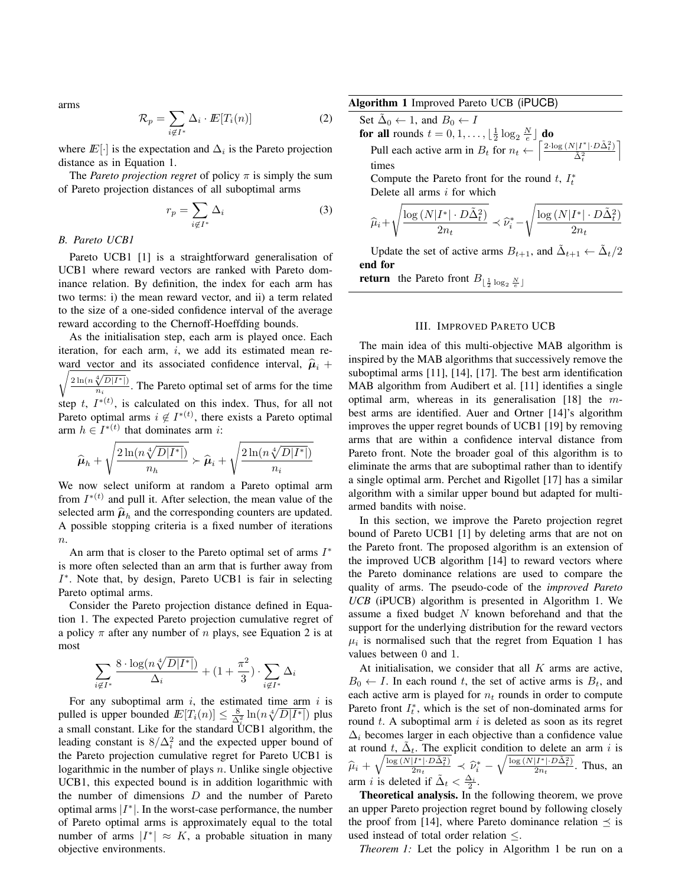arms

$$\mathcal{R}_p = \sum_{i \notin I^*} \Delta_i \cdot \mathbb{E}[T_i(n)] \tag{2}$$

where $\mathbb{E}[\cdot]$ is the expectation and $\Delta_i$ is the Pareto projection distance as in Equation 1.

The *Pareto projection regret* of policy $\pi$ is simply the sum of Pareto projection distances of all suboptimal arms

$$r_p = \sum_{i \notin I^*} \Delta_i \tag{3}$$

### B. Pareto UCB1

Pareto UCB1 [1] is a straightforward generalisation of UCB1 where reward vectors are ranked with Pareto dominance relation. By definition, the index for each arm has two terms: i) the mean reward vector, and ii) a term related to the size of a one-sided confidence interval of the average reward according to the Chernoff-Hoeffding bounds.

As the initialisation step, each arm is played once. Each iteration, for each arm, $i$, we add its estimated mean reward vector and its associated confidence interval, $\widehat{\boldsymbol{\mu}}_i + \sqrt{\frac{2\ln(n\sqrt[4]{D|I^*|})}{n_i}}$. The Pareto optimal set of arms for the time step $t$, $I^{*(t)}$, is calculated on this index. Thus, for all not Pareto optimal arms $i \notin I^{*(t)}$, there exists a Pareto optimal arm $h \in I^{*(t)}$ that dominates arm $i$:

$$\widehat{\boldsymbol{\mu}}_h + \sqrt{\frac{2\ln(n\sqrt[4]{D|I^*|})}{n_h}} \succ \widehat{\boldsymbol{\mu}}_i + \sqrt{\frac{2\ln(n\sqrt[4]{D|I^*|})}{n_i}}$$

We now select uniform at random a Pareto optimal arm from $I^{*(t)}$ and pull it. After selection, the mean value of the selected arm $\widehat{\boldsymbol{\mu}}_h$ and the corresponding counters are updated. A possible stopping criteria is a fixed number of iterations $n$.

An arm that is closer to the Pareto optimal set of arms $I^*$ is more often selected than an arm that is further away from $I^*$. Note that, by design, Pareto UCB1 is fair in selecting Pareto optimal arms.

Consider the Pareto projection distance defined in Equation 1. The expected Pareto projection cumulative regret of a policy $\pi$ after any number of $n$ plays, see Equation 2 is at most

$$\sum_{i \notin I^*} \frac{8 \cdot \log(n\sqrt[4]{D|I^*|})}{\Delta_i} + (1 + \frac{\pi^2}{3}) \cdot \sum_{i \notin I^*} \Delta_i$$

For any suboptimal arm $i$, the estimated time arm $i$ is pulled is upper bounded $\mathbb{E}[T_i(n)] \leq \frac{8}{\Delta_i^2} \ln(n\sqrt[4]{D|I^*|})$ plus a small constant. Like for the standard UCB1 algorithm, the leading constant is $8/\Delta_i^2$ and the expected upper bound of the Pareto projection cumulative regret for Pareto UCB1 is logarithmic in the number of plays $n$. Unlike single objective UCB1, this expected bound is in addition logarithmic with the number of dimensions $D$ and the number of Pareto optimal arms $|I^*|$. In the worst-case performance, the number of Pareto optimal arms is approximately equal to the total number of arms $|I^*| \approx K$, a probable situation in many objective environments.

**Algorithm 1** Improved Pareto UCB (iPUCB)

Set $\tilde{\Delta}_0 \leftarrow 1$, and $B_0 \leftarrow I$
**for all** rounds $t = 0, 1, \ldots, \lfloor \frac{1}{2} \log_2 \frac{N}{e} \rfloor$ **do**
  Pull each active arm in $B_t$ for $n_t \leftarrow \left\lceil \frac{2 \cdot \log(N|I^*| \cdot D\tilde{\Delta}_t^2)}{\tilde{\Delta}_t^2} \right\rceil$ times
  Compute the Pareto front for the round $t$, $I_t^*$
  Delete all arms $i$ for which

$$\widehat{\mu}_i + \sqrt{\frac{\log(N|I^*| \cdot D\tilde{\Delta}_t^2)}{2n_t}} \prec \widehat{\nu}_i^* - \sqrt{\frac{\log(N|I^*| \cdot D\tilde{\Delta}_t^2)}{2n_t}}$$

  Update the set of active arms $B_{t+1}$, and $\tilde{\Delta}_{t+1} \leftarrow \tilde{\Delta}_t / 2$
**end for**
**return** the Pareto front $B_{\lfloor \frac{1}{2} \log_2 \frac{N}{e} \rfloor}$

## III. Improved Pareto UCB

The main idea of this multi-objective MAB algorithm is inspired by the MAB algorithms that successively remove the suboptimal arms [11], [14], [17]. The best arm identification MAB algorithm from Audibert et al. [11] identifies a single optimal arm, whereas in its generalisation [18] the $m$-best arms are identified. Auer and Ortner [14]'s algorithm improves the upper regret bounds of UCB1 [19] by removing arms that are within a confidence interval distance from Pareto front. Note the broader goal of this algorithm is to eliminate the arms that are suboptimal rather than to identify a single optimal arm. Perchet and Rigollet [17] has a similar algorithm with a similar upper bound but adapted for multi-armed bandits with noise.

In this section, we improve the Pareto projection regret bound of Pareto UCB1 [1] by deleting arms that are not on the Pareto front. The proposed algorithm is an extension of the improved UCB algorithm [14] to reward vectors where the Pareto dominance relations are used to compare the quality of arms. The pseudo-code of the *improved Pareto UCB* (iPUCB) algorithm is presented in Algorithm 1. We assume a fixed budget $N$ known beforehand and that the support for the underlying distribution for the reward vectors $\mu_i$ is normalised such that the regret from Equation 1 has values between 0 and 1.

At initialisation, we consider that all $K$ arms are active, $B_0 \leftarrow I$. In each round $t$, the set of active arms is $B_t$, and each active arm is played for $n_t$ rounds in order to compute Pareto front $I_t^*$, which is the set of non-dominated arms for round $t$. A suboptimal arm $i$ is deleted as soon as its regret $\Delta_i$ becomes larger in each objective than a confidence value at round $t$, $\tilde{\Delta}_t$. The explicit condition to delete an arm $i$ is $\widehat{\mu}_i + \sqrt{\frac{\log(N|I^*| \cdot D\tilde{\Delta}_t^2)}{2n_t}} \prec \widehat{\nu}_i^* - \sqrt{\frac{\log(N|I^*| \cdot D\tilde{\Delta}_t^2)}{2n_t}}$. Thus, an arm $i$ is deleted if $\tilde{\Delta}_t < \frac{\Delta_i}{2}$.

**Theoretical analysis.** In the following theorem, we prove an upper Pareto projection regret bound by following closely the proof from [14], where Pareto dominance relation $\preceq$ is used instead of total order relation $\leq$.

*Theorem 1:* Let the policy in Algorithm 1 be run on a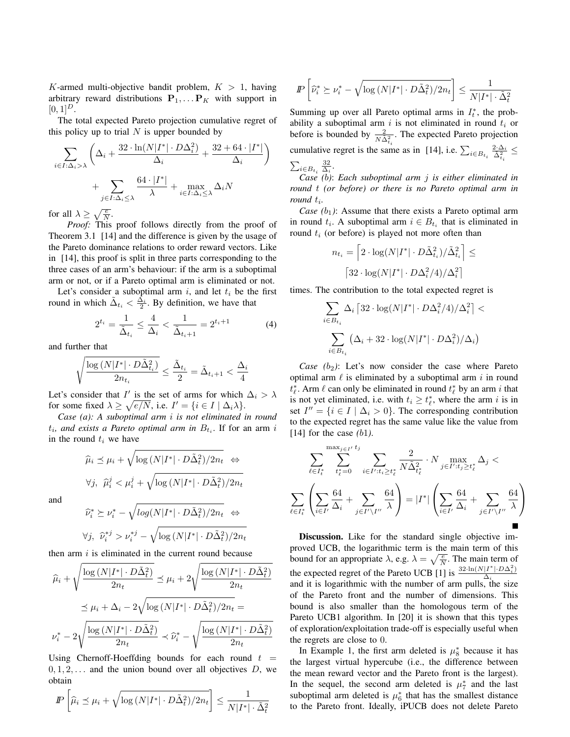$K$-armed multi-objective bandit problem, $K > 1$, having arbitrary reward distributions $\mathbf{P}_1, \ldots \mathbf{P}_K$ with support in $[0,1]^D$.

The total expected Pareto projection cumulative regret of this policy up to trial $N$ is upper bounded by

$$\sum_{i \in I: \Delta_i > \lambda} \left( \Delta_i + \frac{32 \cdot \ln(N|I^*| \cdot D\Delta_i^2)}{\Delta_i} + \frac{32 + 64 \cdot |I^*|}{\Delta_i} \right) + \sum_{j \in I: \Delta_i \leq \lambda} \frac{64 \cdot |I^*|}{\lambda} + \max_{i \in I: \Delta_i \leq \lambda} \Delta_i N$$

for all $\lambda \geq \sqrt{\frac{e}{N}}$.

*Proof:* This proof follows directly from the proof of Theorem 3.1 [14] and the difference is given by the usage of the Pareto dominance relations to order reward vectors. Like in [14], this proof is split in three parts corresponding to the three cases of an arm's behaviour: if the arm is a suboptimal arm or not, or if a Pareto optimal arm is eliminated or not.

Let's consider a suboptimal arm $i$, and let $t_i$ be the first round in which $\tilde{\Delta}_{t_i} < \frac{\Delta_i}{2}$. By definition, we have that

$$2^{t_i} = \frac{1}{\tilde{\Delta}_{t_i}} \leq \frac{4}{\Delta_i} < \frac{1}{\tilde{\Delta}_{t_i+1}} = 2^{t_i+1} \tag{4}$$

and further that

$$\sqrt{\frac{\log(N|I^*| \cdot D\tilde{\Delta}_{t_i}^2)}{2n_{t_i}}} \leq \frac{\tilde{\Delta}_{t_i}}{2} = \tilde{\Delta}_{t_i+1} < \frac{\Delta_i}{4}$$

Let's consider that $I'$ is the set of arms for which $\Delta_i > \lambda$ for some fixed $\lambda \geq \sqrt{e/N}$, i.e. $I' = \{i \in I \mid \Delta_i \lambda\}$.

*Case (a): A suboptimal arm $i$ is not eliminated in round $t_i$, and exists a Pareto optimal arm in $B_{t_i}$.* If for an arm $i$ in the round $t_i$ we have

$$\widehat{\mu}_i \preceq \mu_i + \sqrt{\log(N|I^*| \cdot D\tilde{\Delta}_t^2)/2n_t} \;\;\Leftrightarrow$$

$$\forall j,\;\; \widehat{\mu}_i^j < \mu_i^j + \sqrt{\log(N|I^*| \cdot D\tilde{\Delta}_t^2)/2n_t}$$

and

$$\widehat{\nu}_i^* \succeq \nu_i^* - \sqrt{log(N|I^*| \cdot D\tilde{\Delta}_t^2)/2n_t} \;\;\Leftrightarrow$$

$$\forall j,\;\; \widehat{\nu}_i^{*j} > \nu_i^{*j} - \sqrt{\log(N|I^*| \cdot D\tilde{\Delta}_t^2)/2n_t}$$

then arm $i$ is eliminated in the current round because

$$\widehat{\mu}_i + \sqrt{\frac{\log(N|I^*| \cdot D\tilde{\Delta}_t^2)}{2n_t}} \preceq \mu_i + 2\sqrt{\frac{\log(N|I^*| \cdot D\tilde{\Delta}_t^2)}{2n_t}}$$

$$\preceq \mu_i + \Delta_i - 2\sqrt{\log(N|I^*| \cdot D\tilde{\Delta}_t^2)/2n_t} =$$

$$\nu_i^* - 2\sqrt{\frac{\log(N|I^*| \cdot D\tilde{\Delta}_t^2)}{2n_t}} \prec \widehat{\nu}_i^* - \sqrt{\frac{\log(N|I^*| \cdot D\tilde{\Delta}_t^2)}{2n_t}}$$

Using Chernoff-Hoeffding bounds for each round $t = 0, 1, 2, \ldots$ and the union bound over all objectives $D$, we obtain

$$I\!\!P\left[\widehat{\mu}_i \preceq \mu_i + \sqrt{\log(N|I^*| \cdot D\tilde{\Delta}_t^2)/2n_t}\right] \leq \frac{1}{N|I^*| \cdot \tilde{\Delta}_t^2}$$

$$I\!\!P\left[\widehat{\nu}_i^* \succeq \nu_i^* - \sqrt{\log(N|I^*| \cdot D\tilde{\Delta}_t^2)/2n_t}\right] \leq \frac{1}{N|I^*| \cdot \tilde{\Delta}_t^2}$$

Summing up over all Pareto optimal arms in $I_t^*$, the probability a suboptimal arm $i$ is not eliminated in round $t_i$ or before is bounded by $\frac{2}{N\tilde{\Delta}_{t_i}^2}$. The expected Pareto projection cumulative regret is the same as in [14], i.e. $\sum_{i \in B_{t_i}} \frac{2 \cdot \Delta_i}{\tilde{\Delta}_{t_i}^2} \leq \sum_{i \in B_{t_i}} \frac{32}{\Delta_i}$.

*Case (b): Each suboptimal arm $j$ is either eliminated in round $t$ (or before) or there is no Pareto optimal arm in round $t_i$.*

*Case ($b_1$):* Assume that there exists a Pareto optimal arm in round $t_i$. A suboptimal arm $i \in B_{t_i}$ that is eliminated in round $t_i$ (or before) is played not more often than

$$n_{t_i} = \left\lceil 2 \cdot \log(N|I^*| \cdot D\tilde{\Delta}_{t_i}^2)/\tilde{\Delta}_{t_i}^2 \right\rceil \leq \left\lceil 32 \cdot \log(N|I^*| \cdot D\Delta_i^2/4)/\Delta_i^2 \right\rceil$$

times. The contribution to the total expected regret is

$$\sum_{i \in B_{t_i}} \Delta_i \left\lceil 32 \cdot \log(N|I^*| \cdot D\Delta_i^2/4)/\Delta_i^2 \right\rceil < \sum_{i \in B_{t_i}} \left(\Delta_i + 32 \cdot \log(N|I^*| \cdot D\Delta_i^2)/\Delta_i\right)$$

*Case ($b_2$):* Let's now consider the case where Pareto optimal arm $\ell$ is eliminated by a suboptimal arm $i$ in round $t_\ell^*$. Arm $\ell$ can only be eliminated in round $t_\ell^*$ by an arm $i$ that is not yet eliminated, i.e. with $t_i \geq t_\ell^*$, where the arm $i$ is in set $I'' = \{i \in I \mid \Delta_i > 0\}$. The corresponding contribution to the expected regret has the same value like the value from [14] for the case *(b1)*.

$$\sum_{\ell \in I_t^*} \sum_{t_\ell^*=0}^{\max_{j \in I'} t_j} \sum_{i \in I': t_i \geq t_\ell^*} \frac{2}{N\tilde{\Delta}_{t_\ell^*}^2} \cdot N \max_{j \in I': t_j \geq t_\ell^*} \Delta_j <$$

$$\sum_{\ell \in I_t^*} \left( \sum_{i \in I'} \frac{64}{\Delta_i} + \sum_{j \in I' \setminus I''} \frac{64}{\lambda} \right) = |I^*| \left( \sum_{i \in I'} \frac{64}{\Delta_i} + \sum_{j \in I' \setminus I''} \frac{64}{\lambda} \right)$$

■

**Discussion.** Like for the standard single objective improved UCB, the logarithmic term is the main term of this bound for an appropriate $\lambda$, e.g. $\lambda = \sqrt{\frac{e}{N}}$. The main term of the expected regret of the Pareto UCB [1] is $\frac{32 \cdot \ln(N|I^*| \cdot D\Delta_i^2)}{\Delta_i}$ and it is logarithmic with the number of arm pulls, the size of the Pareto front and the number of dimensions. This bound is also smaller than the homologous term of the Pareto UCB1 algorithm. In [20] it is shown that this types of exploration/exploitation trade-off is especially useful when the regrets are close to 0.

In Example 1, the first arm deleted is $\mu_8^*$ because it has the largest virtual hypercube (i.e., the difference between the mean reward vector and the Pareto front is the largest). In the sequel, the second arm deleted is $\mu_7^*$ and the last suboptimal arm deleted is $\mu_6^*$ that has the smallest distance to the Pareto front. Ideally, iPUCB does not delete Pareto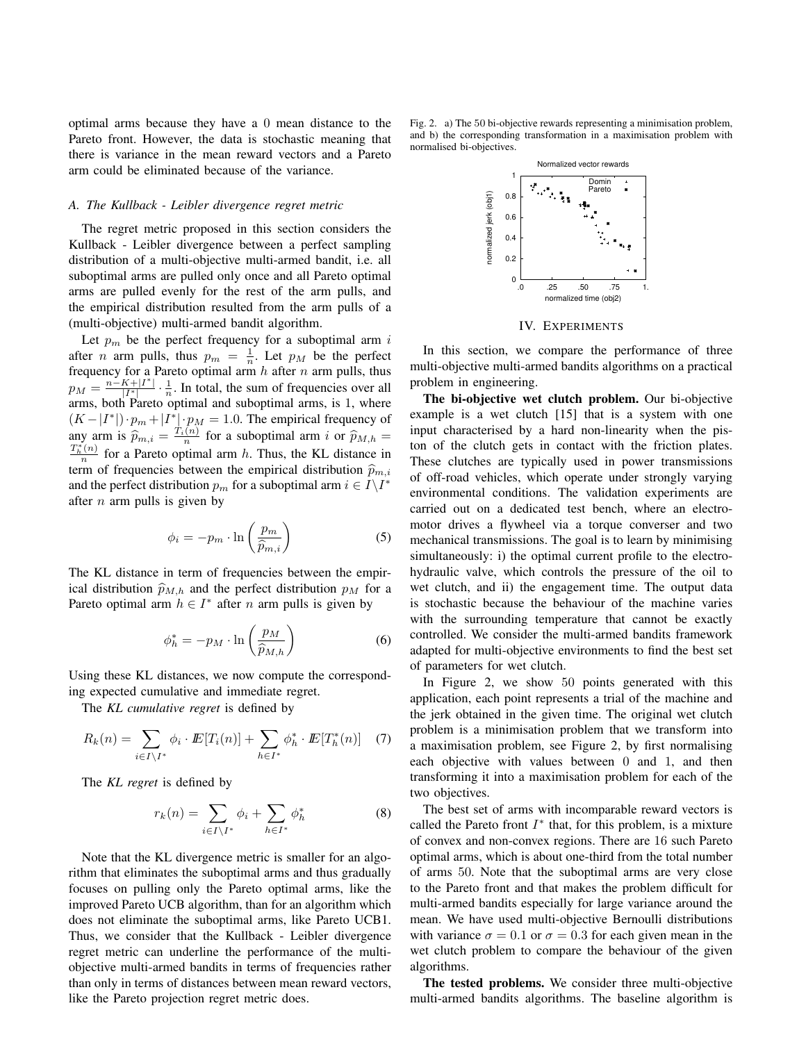optimal arms because they have a 0 mean distance to the Pareto front. However, the data is stochastic meaning that there is variance in the mean reward vectors and a Pareto arm could be eliminated because of the variance.

### A. The Kullback - Leibler divergence regret metric

The regret metric proposed in this section considers the Kullback - Leibler divergence between a perfect sampling distribution of a multi-objective multi-armed bandit, i.e. all suboptimal arms are pulled only once and all Pareto optimal arms are pulled evenly for the rest of the arm pulls, and the empirical distribution resulted from the arm pulls of a (multi-objective) multi-armed bandit algorithm.

Let $p_m$ be the perfect frequency for a suboptimal arm $i$ after $n$ arm pulls, thus $p_m = \frac{1}{n}$. Let $p_M$ be the perfect frequency for a Pareto optimal arm $h$ after $n$ arm pulls, thus $p_M = \frac{n-K+|I^*|}{|I^*|} \cdot \frac{1}{n}$. In total, the sum of frequencies over all arms, both Pareto optimal and suboptimal arms, is 1, where $(K-|I^*|) \cdot p_m + |I^*| \cdot p_M = 1.0$. The empirical frequency of any arm is $\widehat{p}_{m,i} = \frac{T_i(n)}{n}$ for a suboptimal arm $i$ or $\widehat{p}_{M,h} = \frac{T_h^*(n)}{n}$ for a Pareto optimal arm $h$. Thus, the KL distance in term of frequencies between the empirical distribution $\widehat{p}_{m,i}$ and the perfect distribution $p_m$ for a suboptimal arm $i \in I \backslash I^*$ after $n$ arm pulls is given by

$$\phi_i = -p_m \cdot \ln\left(\frac{p_m}{\widehat{p}_{m,i}}\right) \quad (5)$$

The KL distance in term of frequencies between the empirical distribution $\widehat{p}_{M,h}$ and the perfect distribution $p_M$ for a Pareto optimal arm $h \in I^*$ after $n$ arm pulls is given by

$$\phi_h^* = -p_M \cdot \ln\left(\frac{p_M}{\widehat{p}_{M,h}}\right) \quad (6)$$

Using these KL distances, we now compute the corresponding expected cumulative and immediate regret.

The *KL cumulative regret* is defined by

$$R_k(n) = \sum_{i \in I \backslash I^*} \phi_i \cdot \mathbb{E}[T_i(n)] + \sum_{h \in I^*} \phi_h^* \cdot \mathbb{E}[T_h^*(n)] \quad (7)$$

The *KL regret* is defined by

$$r_k(n) = \sum_{i \in I \backslash I^*} \phi_i + \sum_{h \in I^*} \phi_h^* \quad (8)$$

Note that the KL divergence metric is smaller for an algorithm that eliminates the suboptimal arms and thus gradually focuses on pulling only the Pareto optimal arms, like the improved Pareto UCB algorithm, than for an algorithm which does not eliminate the suboptimal arms, like Pareto UCB1. Thus, we consider that the Kullback - Leibler divergence regret metric can underline the performance of the multi-objective multi-armed bandits in terms of frequencies rather than only in terms of distances between mean reward vectors, like the Pareto projection regret metric does.

Fig. 2. a) The 50 bi-objective rewards representing a minimisation problem, and b) the corresponding transformation in a maximisation problem with normalised bi-objectives.

## IV. EXPERIMENTS

In this section, we compare the performance of three multi-objective multi-armed bandits algorithms on a practical problem in engineering.

**The bi-objective wet clutch problem.** Our bi-objective example is a wet clutch [15] that is a system with one input characterised by a hard non-linearity when the piston of the clutch gets in contact with the friction plates. These clutches are typically used in power transmissions of off-road vehicles, which operate under strongly varying environmental conditions. The validation experiments are carried out on a dedicated test bench, where an electro-motor drives a flywheel via a torque converser and two mechanical transmissions. The goal is to learn by minimising simultaneously: i) the optimal current profile to the electro-hydraulic valve, which controls the pressure of the oil to wet clutch, and ii) the engagement time. The output data is stochastic because the behaviour of the machine varies with the surrounding temperature that cannot be exactly controlled. We consider the multi-armed bandits framework adapted for multi-objective environments to find the best set of parameters for wet clutch.

In Figure 2, we show 50 points generated with this application, each point represents a trial of the machine and the jerk obtained in the given time. The original wet clutch problem is a minimisation problem that we transform into a maximisation problem, see Figure 2, by first normalising each objective with values between 0 and 1, and then transforming it into a maximisation problem for each of the two objectives.

The best set of arms with incomparable reward vectors is called the Pareto front $I^*$ that, for this problem, is a mixture of convex and non-convex regions. There are 16 such Pareto optimal arms, which is about one-third from the total number of arms 50. Note that the suboptimal arms are very close to the Pareto front and that makes the problem difficult for multi-armed bandits especially for large variance around the mean. We have used multi-objective Bernoulli distributions with variance $\sigma = 0.1$ or $\sigma = 0.3$ for each given mean in the wet clutch problem to compare the behaviour of the given algorithms.

**The tested problems.** We consider three multi-objective multi-armed bandits algorithms. The baseline algorithm is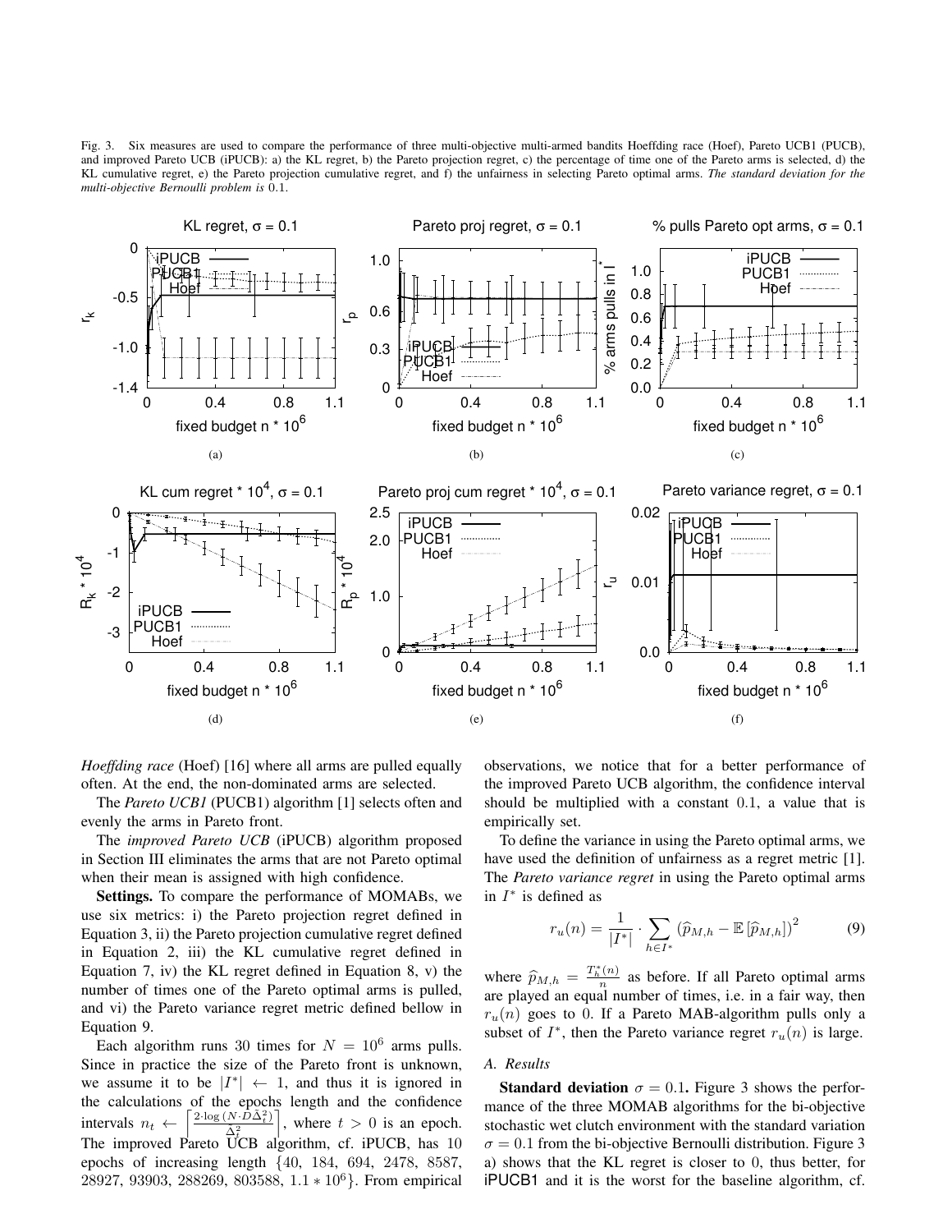Fig. 3. Six measures are used to compare the performance of three multi-objective multi-armed bandits Hoeffding race (Hoef), Pareto UCB1 (PUCB), and improved Pareto UCB (iPUCB): a) the KL regret, b) the Pareto projection regret, c) the percentage of time one of the Pareto arms is selected, d) the KL cumulative regret, e) the Pareto projection cumulative regret, and f) the unfairness in selecting Pareto optimal arms. *The standard deviation for the multi-objective Bernoulli problem is* 0.1.

*Hoeffding race* (Hoef) [16] where all arms are pulled equally often. At the end, the non-dominated arms are selected.

The *Pareto UCB1* (PUCB1) algorithm [1] selects often and evenly the arms in Pareto front.

The *improved Pareto UCB* (iPUCB) algorithm proposed in Section III eliminates the arms that are not Pareto optimal when their mean is assigned with high confidence.

**Settings.** To compare the performance of MOMABs, we use six metrics: i) the Pareto projection regret defined in Equation 3, ii) the Pareto projection cumulative regret defined in Equation 2, iii) the KL cumulative regret defined in Equation 7, iv) the KL regret defined in Equation 8, v) the number of times one of the Pareto optimal arms is pulled, and vi) the Pareto variance regret metric defined bellow in Equation 9.

Each algorithm runs 30 times for $N = 10^6$ arms pulls. Since in practice the size of the Pareto front is unknown, we assume it to be $|I^*| \leftarrow 1$, and thus it is ignored in the calculations of the epochs length and the confidence intervals $n_t \leftarrow \left\lceil \frac{2 \cdot \log(N \cdot D \tilde{\Delta}_t^2)}{\tilde{\Delta}_t^2} \right\rceil$, where $t > 0$ is an epoch. The improved Pareto UCB algorithm, cf. iPUCB, has 10 epochs of increasing length $\{40,\ 184,\ 694,\ 2478,\ 8587,\ 28927,\ 93903,\ 288269,\ 803588,\ 1.1 * 10^6\}$. From empirical observations, we notice that for a better performance of the improved Pareto UCB algorithm, the confidence interval should be multiplied with a constant 0.1, a value that is empirically set.

To define the variance in using the Pareto optimal arms, we have used the definition of unfairness as a regret metric [1]. The *Pareto variance regret* in using the Pareto optimal arms in $I^*$ is defined as

$$r_u(n) = \frac{1}{|I^*|} \cdot \sum_{h \in I^*} \left(\widehat{p}_{M,h} - \mathbb{E}\left[\widehat{p}_{M,h}\right]\right)^2 \qquad (9)$$

where $\widehat{p}_{M,h} = \frac{T_h^*(n)}{n}$ as before. If all Pareto optimal arms are played an equal number of times, i.e. in a fair way, then $r_u(n)$ goes to 0. If a Pareto MAB-algorithm pulls only a subset of $I^*$, then the Pareto variance regret $r_u(n)$ is large.

### A. Results

**Standard deviation** $\sigma = 0.1$**.** Figure 3 shows the performance of the three MOMAB algorithms for the bi-objective stochastic wet clutch environment with the standard variation $\sigma = 0.1$ from the bi-objective Bernoulli distribution. Figure 3 a) shows that the KL regret is closer to 0, thus better, for iPUCB1 and it is the worst for the baseline algorithm, cf.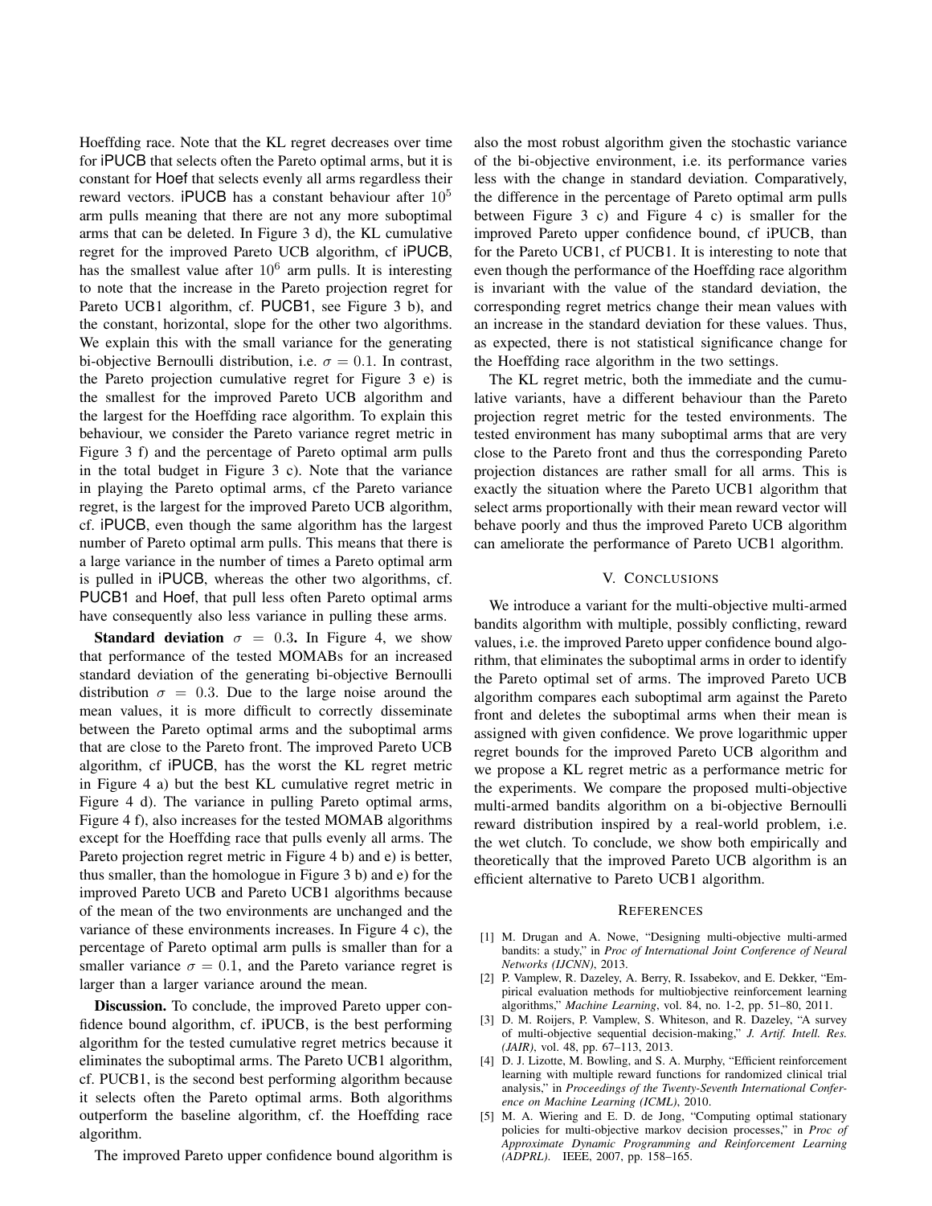Hoeffding race. Note that the KL regret decreases over time for iPUCB that selects often the Pareto optimal arms, but it is constant for Hoef that selects evenly all arms regardless their reward vectors. iPUCB has a constant behaviour after $10^5$ arm pulls meaning that there are not any more suboptimal arms that can be deleted. In Figure 3 d), the KL cumulative regret for the improved Pareto UCB algorithm, cf iPUCB, has the smallest value after $10^6$ arm pulls. It is interesting to note that the increase in the Pareto projection regret for Pareto UCB1 algorithm, cf. PUCB1, see Figure 3 b), and the constant, horizontal, slope for the other two algorithms. We explain this with the small variance for the generating bi-objective Bernoulli distribution, i.e. $\sigma = 0.1$. In contrast, the Pareto projection cumulative regret for Figure 3 e) is the smallest for the improved Pareto UCB algorithm and the largest for the Hoeffding race algorithm. To explain this behaviour, we consider the Pareto variance regret metric in Figure 3 f) and the percentage of Pareto optimal arm pulls in the total budget in Figure 3 c). Note that the variance in playing the Pareto optimal arms, cf the Pareto variance regret, is the largest for the improved Pareto UCB algorithm, cf. iPUCB, even though the same algorithm has the largest number of Pareto optimal arm pulls. This means that there is a large variance in the number of times a Pareto optimal arm is pulled in iPUCB, whereas the other two algorithms, cf. PUCB1 and Hoef, that pull less often Pareto optimal arms have consequently also less variance in pulling these arms.

**Standard deviation $\sigma = 0.3$.** In Figure 4, we show that performance of the tested MOMABs for an increased standard deviation of the generating bi-objective Bernoulli distribution $\sigma = 0.3$. Due to the large noise around the mean values, it is more difficult to correctly disseminate between the Pareto optimal arms and the suboptimal arms that are close to the Pareto front. The improved Pareto UCB algorithm, cf iPUCB, has the worst the KL regret metric in Figure 4 a) but the best KL cumulative regret metric in Figure 4 d). The variance in pulling Pareto optimal arms, Figure 4 f), also increases for the tested MOMAB algorithms except for the Hoeffding race that pulls evenly all arms. The Pareto projection regret metric in Figure 4 b) and e) is better, thus smaller, than the homologue in Figure 3 b) and e) for the improved Pareto UCB and Pareto UCB1 algorithms because of the mean of the two environments are unchanged and the variance of these environments increases. In Figure 4 c), the percentage of Pareto optimal arm pulls is smaller than for a smaller variance $\sigma = 0.1$, and the Pareto variance regret is larger than a larger variance around the mean.

**Discussion.** To conclude, the improved Pareto upper confidence bound algorithm, cf. iPUCB, is the best performing algorithm for the tested cumulative regret metrics because it eliminates the suboptimal arms. The Pareto UCB1 algorithm, cf. PUCB1, is the second best performing algorithm because it selects often the Pareto optimal arms. Both algorithms outperform the baseline algorithm, cf. the Hoeffding race algorithm.

The improved Pareto upper confidence bound algorithm is also the most robust algorithm given the stochastic variance of the bi-objective environment, i.e. its performance varies less with the change in standard deviation. Comparatively, the difference in the percentage of Pareto optimal arm pulls between Figure 3 c) and Figure 4 c) is smaller for the improved Pareto upper confidence bound, cf iPUCB, than for the Pareto UCB1, cf PUCB1. It is interesting to note that even though the performance of the Hoeffding race algorithm is invariant with the value of the standard deviation, the corresponding regret metrics change their mean values with an increase in the standard deviation for these values. Thus, as expected, there is not statistical significance change for the Hoeffding race algorithm in the two settings.

The KL regret metric, both the immediate and the cumulative variants, have a different behaviour than the Pareto projection regret metric for the tested environments. The tested environment has many suboptimal arms that are very close to the Pareto front and thus the corresponding Pareto projection distances are rather small for all arms. This is exactly the situation where the Pareto UCB1 algorithm that select arms proportionally with their mean reward vector will behave poorly and thus the improved Pareto UCB algorithm can ameliorate the performance of Pareto UCB1 algorithm.

## V. Conclusions

We introduce a variant for the multi-objective multi-armed bandits algorithm with multiple, possibly conflicting, reward values, i.e. the improved Pareto upper confidence bound algorithm, that eliminates the suboptimal arms in order to identify the Pareto optimal set of arms. The improved Pareto UCB algorithm compares each suboptimal arm against the Pareto front and deletes the suboptimal arms when their mean is assigned with given confidence. We prove logarithmic upper regret bounds for the improved Pareto UCB algorithm and we propose a KL regret metric as a performance metric for the experiments. We compare the proposed multi-objective multi-armed bandits algorithm on a bi-objective Bernoulli reward distribution inspired by a real-world problem, i.e. the wet clutch. To conclude, we show both empirically and theoretically that the improved Pareto UCB algorithm is an efficient alternative to Pareto UCB1 algorithm.

## References

[1] M. Drugan and A. Nowe, "Designing multi-objective multi-armed bandits: a study," in *Proc of International Joint Conference of Neural Networks (IJCNN)*, 2013.

[2] P. Vamplew, R. Dazeley, A. Berry, R. Issabekov, and E. Dekker, "Empirical evaluation methods for multiobjective reinforcement learning algorithms," *Machine Learning*, vol. 84, no. 1-2, pp. 51–80, 2011.

[3] D. M. Roijers, P. Vamplew, S. Whiteson, and R. Dazeley, "A survey of multi-objective sequential decision-making," *J. Artif. Intell. Res. (JAIR)*, vol. 48, pp. 67–113, 2013.

[4] D. J. Lizotte, M. Bowling, and S. A. Murphy, "Efficient reinforcement learning with multiple reward functions for randomized clinical trial analysis," in *Proceedings of the Twenty-Seventh International Conference on Machine Learning (ICML)*, 2010.

[5] M. A. Wiering and E. D. de Jong, "Computing optimal stationary policies for multi-objective markov decision processes," in *Proc of Approximate Dynamic Programming and Reinforcement Learning (ADPRL)*. IEEE, 2007, pp. 158–165.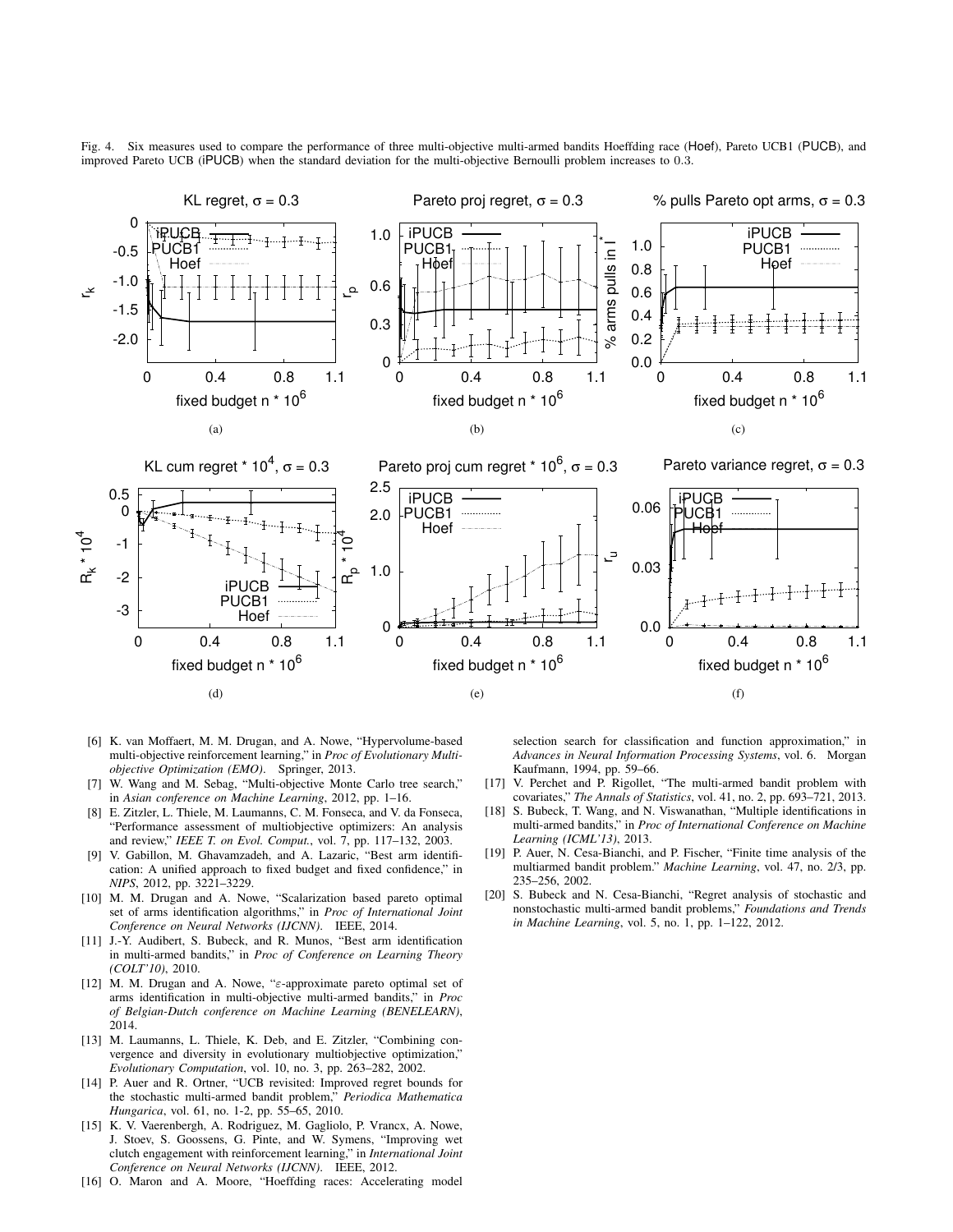Fig. 4. Six measures used to compare the performance of three multi-objective multi-armed bandits Hoeffding race (Hoef), Pareto UCB1 (PUCB), and improved Pareto UCB (iPUCB) when the standard deviation for the multi-objective Bernoulli problem increases to 0.3.

KL regret, σ = 0.3

$r_k$

0
-0.5
-1.0
-1.5
-2.0

iPUCB
PUCB1
Hoef

0 0.4 0.8 1.1

fixed budget n * $10^6$

(a)

Pareto proj regret, σ = 0.3

$r_p$

1.0
0.6
0.3
0

iPUCB
PUCB1
Hoef

0 0.4 0.8 1.1

fixed budget n * $10^6$

(b)

% pulls Pareto opt arms, σ = 0.3

% arms pulls in $I^*$

1.0
0.8
0.6
0.4
0.2
0.0

iPUCB
PUCB1
Hoef

0 0.4 0.8 1.1

fixed budget n * $10^6$

(c)

KL cum regret * $10^4$, σ = 0.3

$R_k * 10^4$

0.5
0
-1
-2
-3

iPUCB
PUCB1
Hoef

0 0.4 0.8 1.1

fixed budget n * $10^6$

(d)

Pareto proj cum regret * $10^6$, σ = 0.3

$R_p * 10^4$

2.5
2.0
1.0
0

iPUCB
PUCB1
Hoef

0 0.4 0.8 1.1

fixed budget n * $10^6$

(e)

Pareto variance regret, σ = 0.3

$r_u$

0.06
0.03
0.0

iPUCB
PUCB1
Hoef

0 0.4 0.8 1.1

fixed budget n * $10^6$

(f)

[6] K. van Moffaert, M. M. Drugan, and A. Nowe, "Hypervolume-based multi-objective reinforcement learning," in *Proc of Evolutionary Multi-objective Optimization (EMO)*. Springer, 2013.

[7] W. Wang and M. Sebag, "Multi-objective Monte Carlo tree search," in *Asian conference on Machine Learning*, 2012, pp. 1–16.

[8] E. Zitzler, L. Thiele, M. Laumanns, C. M. Fonseca, and V. da Fonseca, "Performance assessment of multiobjective optimizers: An analysis and review," *IEEE T. on Evol. Comput.*, vol. 7, pp. 117–132, 2003.

[9] V. Gabillon, M. Ghavamzadeh, and A. Lazaric, "Best arm identification: A unified approach to fixed budget and fixed confidence," in *NIPS*, 2012, pp. 3221–3229.

[10] M. M. Drugan and A. Nowe, "Scalarization based pareto optimal set of arms identification algorithms," in *Proc of International Joint Conference on Neural Networks (IJCNN)*. IEEE, 2014.

[11] J.-Y. Audibert, S. Bubeck, and R. Munos, "Best arm identification in multi-armed bandits," in *Proc of Conference on Learning Theory (COLT'10)*, 2010.

[12] M. M. Drugan and A. Nowe, "ε-approximate pareto optimal set of arms identification in multi-objective multi-armed bandits," in *Proc of Belgian-Dutch conference on Machine Learning (BENELEARN)*, 2014.

[13] M. Laumanns, L. Thiele, K. Deb, and E. Zitzler, "Combining convergence and diversity in evolutionary multiobjective optimization," *Evolutionary Computation*, vol. 10, no. 3, pp. 263–282, 2002.

[14] P. Auer and R. Ortner, "UCB revisited: Improved regret bounds for the stochastic multi-armed bandit problem," *Periodica Mathematica Hungarica*, vol. 61, no. 1-2, pp. 55–65, 2010.

[15] K. V. Vaerenbergh, A. Rodriguez, M. Gagliolo, P. Vrancx, A. Nowe, J. Stoev, S. Goossens, G. Pinte, and W. Symens, "Improving wet clutch engagement with reinforcement learning," in *International Joint Conference on Neural Networks (IJCNN)*. IEEE, 2012.

[16] O. Maron and A. Moore, "Hoeffding races: Accelerating model selection search for classification and function approximation," in *Advances in Neural Information Processing Systems*, vol. 6. Morgan Kaufmann, 1994, pp. 59–66.

[17] V. Perchet and P. Rigollet, "The multi-armed bandit problem with covariates," *The Annals of Statistics*, vol. 41, no. 2, pp. 693–721, 2013.

[18] S. Bubeck, T. Wang, and N. Viswanathan, "Multiple identifications in multi-armed bandits," in *Proc of International Conference on Machine Learning (ICML'13)*, 2013.

[19] P. Auer, N. Cesa-Bianchi, and P. Fischer, "Finite time analysis of the multiarmed bandit problem." *Machine Learning*, vol. 47, no. 2/3, pp. 235–256, 2002.

[20] S. Bubeck and N. Cesa-Bianchi, "Regret analysis of stochastic and nonstochastic multi-armed bandit problems," *Foundations and Trends in Machine Learning*, vol. 5, no. 1, pp. 1–122, 2012.